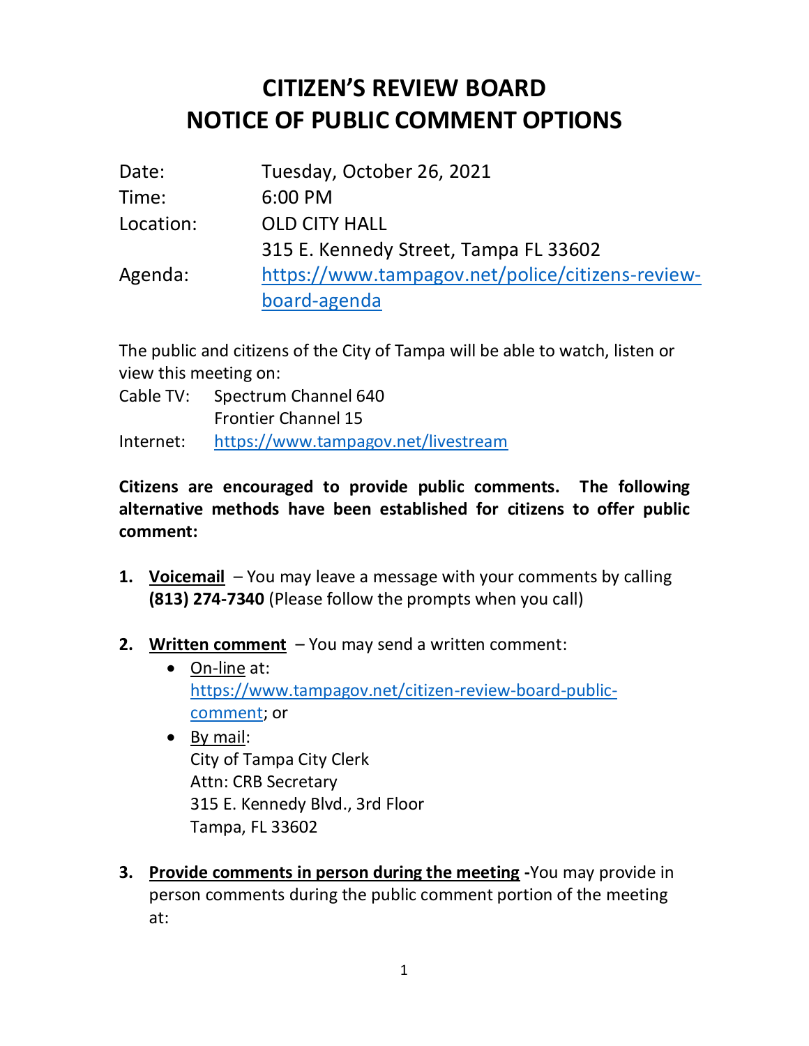# CITIZEN'S REVIEW BOARD
# NOTICE OF PUBLIC COMMENT OPTIONS

| | |
|---|---|
| Date: | Tuesday, October 26, 2021 |
| Time: | 6:00 PM |
| Location: | OLD CITY HALL<br>315 E. Kennedy Street, Tampa FL 33602 |
| Agenda: | https://www.tampagov.net/police/citizens-review-board-agenda |

The public and citizens of the City of Tampa will be able to watch, listen or view this meeting on:

Cable TV: Spectrum Channel 640
Frontier Channel 15

Internet: https://www.tampagov.net/livestream

**Citizens are encouraged to provide public comments. The following alternative methods have been established for citizens to offer public comment:**

1. **Voicemail** – You may leave a message with your comments by calling **(813) 274-7340** (Please follow the prompts when you call)

2. **Written comment** – You may send a written comment:
   - On-line at: https://www.tampagov.net/citizen-review-board-public-comment; or
   - By mail:
     City of Tampa City Clerk
     Attn: CRB Secretary
     315 E. Kennedy Blvd., 3rd Floor
     Tampa, FL 33602

3. **Provide comments in person during the meeting** -You may provide in person comments during the public comment portion of the meeting at: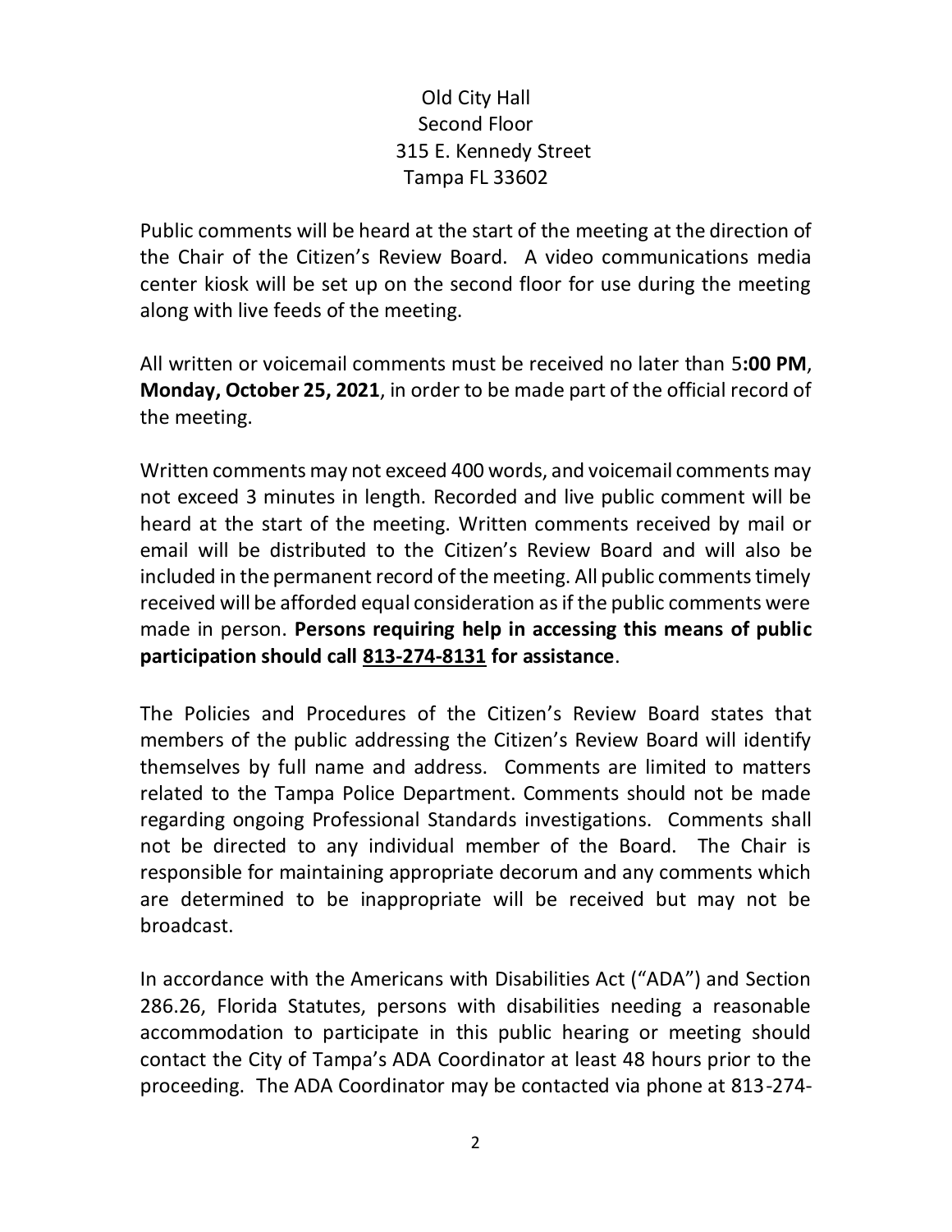Old City Hall  
Second Floor  
315 E. Kennedy Street  
Tampa FL 33602

Public comments will be heard at the start of the meeting at the direction of the Chair of the Citizen's Review Board. A video communications media center kiosk will be set up on the second floor for use during the meeting along with live feeds of the meeting.

All written or voicemail comments must be received no later than 5**:00 PM**, **Monday, October 25, 2021**, in order to be made part of the official record of the meeting.

Written comments may not exceed 400 words, and voicemail comments may not exceed 3 minutes in length. Recorded and live public comment will be heard at the start of the meeting. Written comments received by mail or email will be distributed to the Citizen's Review Board and will also be included in the permanent record of the meeting. All public comments timely received will be afforded equal consideration as if the public comments were made in person. **Persons requiring help in accessing this means of public participation should call 813-274-8131 for assistance**.

The Policies and Procedures of the Citizen's Review Board states that members of the public addressing the Citizen's Review Board will identify themselves by full name and address. Comments are limited to matters related to the Tampa Police Department. Comments should not be made regarding ongoing Professional Standards investigations. Comments shall not be directed to any individual member of the Board. The Chair is responsible for maintaining appropriate decorum and any comments which are determined to be inappropriate will be received but may not be broadcast.

In accordance with the Americans with Disabilities Act ("ADA") and Section 286.26, Florida Statutes, persons with disabilities needing a reasonable accommodation to participate in this public hearing or meeting should contact the City of Tampa's ADA Coordinator at least 48 hours prior to the proceeding. The ADA Coordinator may be contacted via phone at 813-274-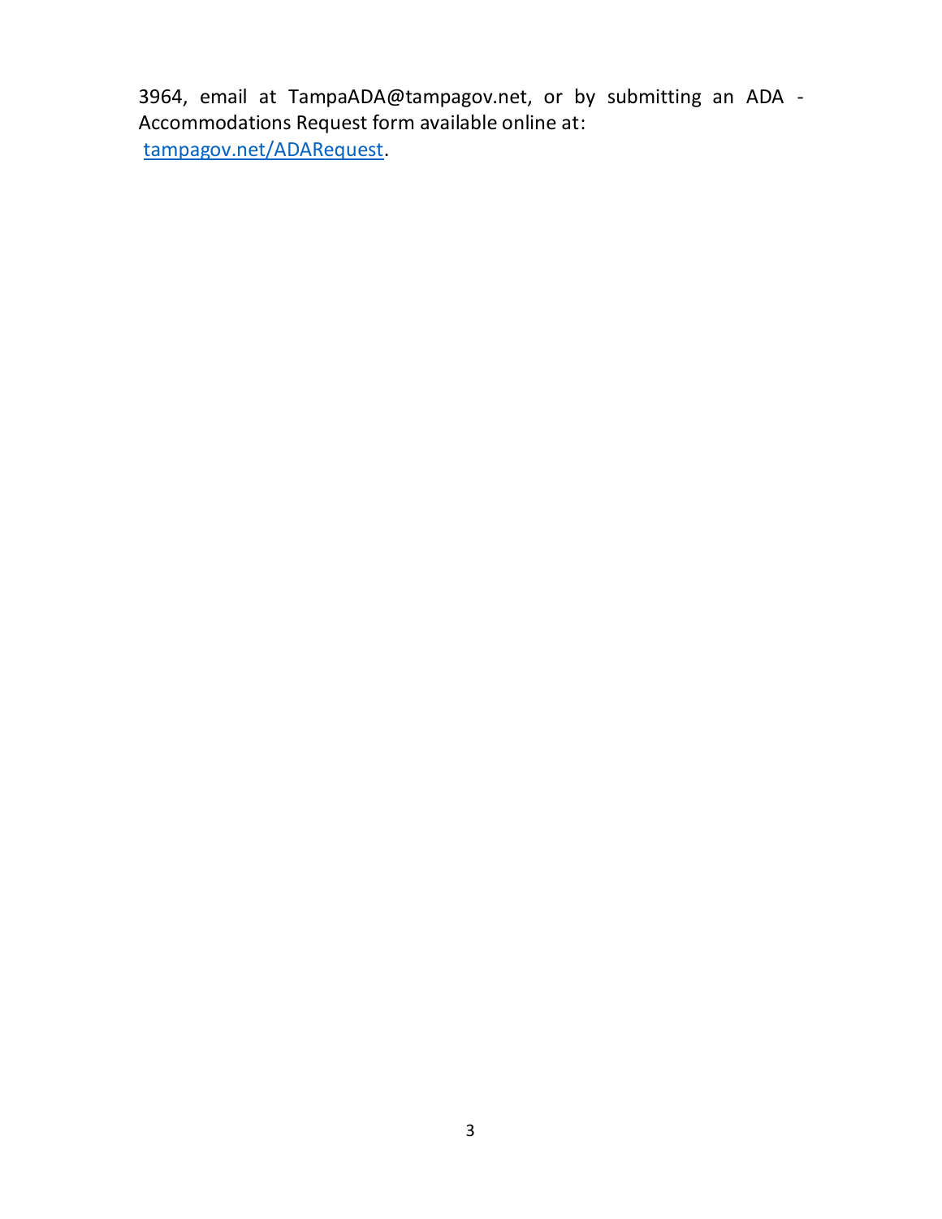3964, email at TampaADA@tampagov.net, or by submitting an ADA - Accommodations Request form available online at: tampagov.net/ADARequest.